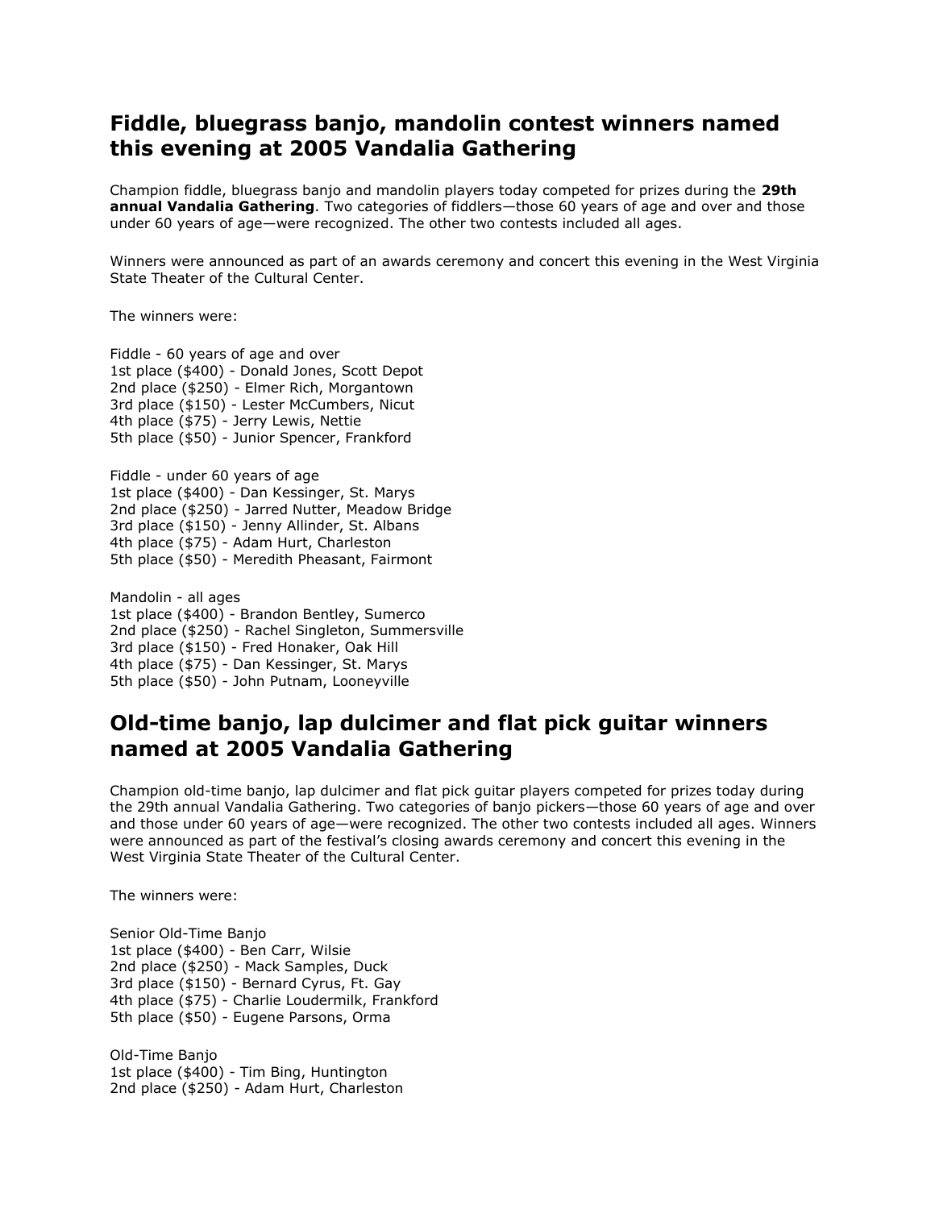## Fiddle, bluegrass banjo, mandolin contest winners named this evening at 2005 Vandalia Gathering

Champion fiddle, bluegrass banjo and mandolin players today competed for prizes during the **29th annual Vandalia Gathering**. Two categories of fiddlers—those 60 years of age and over and those under 60 years of age—were recognized. The other two contests included all ages.

Winners were announced as part of an awards ceremony and concert this evening in the West Virginia State Theater of the Cultural Center.

The winners were:

Fiddle - 60 years of age and over
1st place ($400) - Donald Jones, Scott Depot
2nd place ($250) - Elmer Rich, Morgantown
3rd place ($150) - Lester McCumbers, Nicut
4th place ($75) - Jerry Lewis, Nettie
5th place ($50) - Junior Spencer, Frankford

Fiddle - under 60 years of age
1st place ($400) - Dan Kessinger, St. Marys
2nd place ($250) - Jarred Nutter, Meadow Bridge
3rd place ($150) - Jenny Allinder, St. Albans
4th place ($75) - Adam Hurt, Charleston
5th place ($50) - Meredith Pheasant, Fairmont

Mandolin - all ages
1st place ($400) - Brandon Bentley, Sumerco
2nd place ($250) - Rachel Singleton, Summersville
3rd place ($150) - Fred Honaker, Oak Hill
4th place ($75) - Dan Kessinger, St. Marys
5th place ($50) - John Putnam, Looneyville

## Old-time banjo, lap dulcimer and flat pick guitar winners named at 2005 Vandalia Gathering

Champion old-time banjo, lap dulcimer and flat pick guitar players competed for prizes today during the 29th annual Vandalia Gathering. Two categories of banjo pickers—those 60 years of age and over and those under 60 years of age—were recognized. The other two contests included all ages. Winners were announced as part of the festival's closing awards ceremony and concert this evening in the West Virginia State Theater of the Cultural Center.

The winners were:

Senior Old-Time Banjo
1st place ($400) - Ben Carr, Wilsie
2nd place ($250) - Mack Samples, Duck
3rd place ($150) - Bernard Cyrus, Ft. Gay
4th place ($75) - Charlie Loudermilk, Frankford
5th place ($50) - Eugene Parsons, Orma

Old-Time Banjo
1st place ($400) - Tim Bing, Huntington
2nd place ($250) - Adam Hurt, Charleston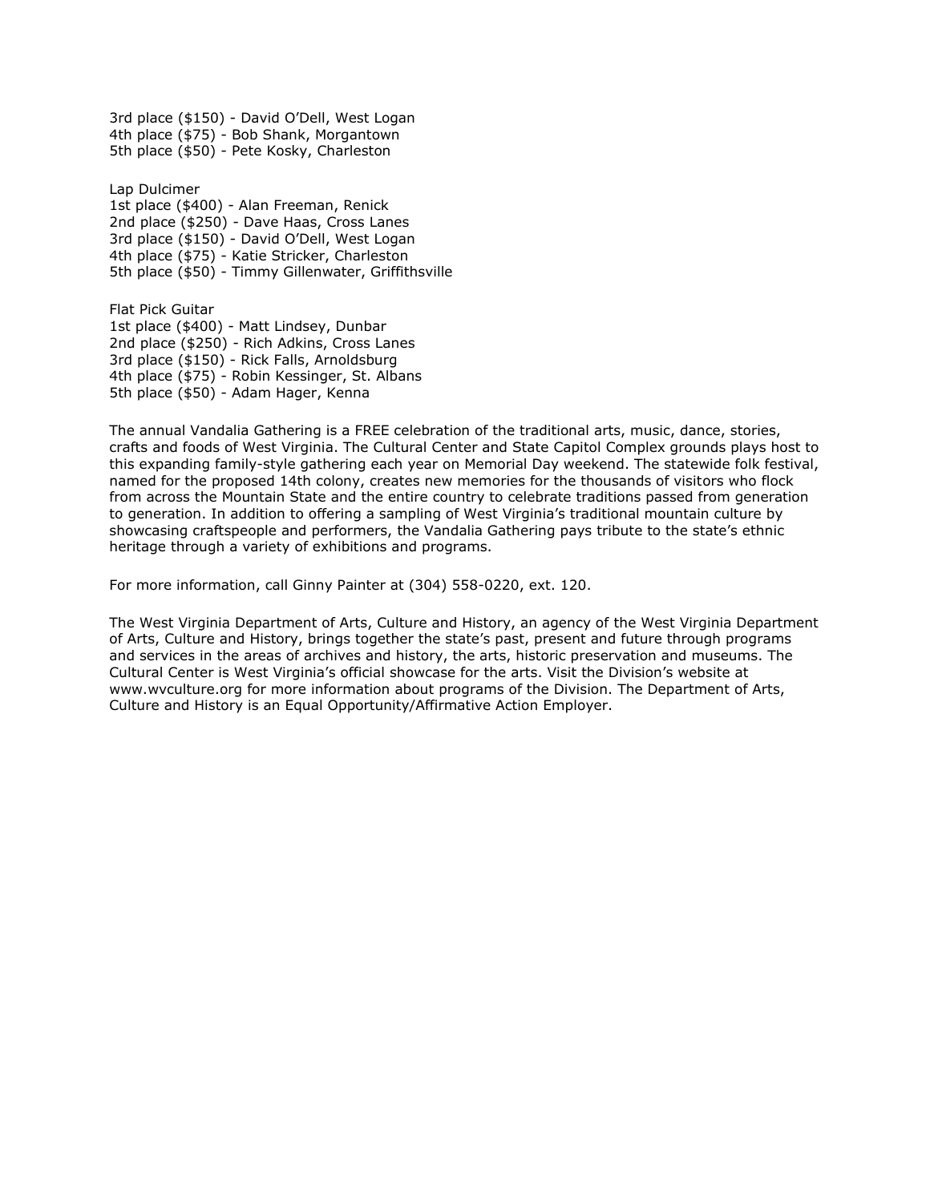3rd place ($150) - David O'Dell, West Logan
4th place ($75) - Bob Shank, Morgantown
5th place ($50) - Pete Kosky, Charleston

Lap Dulcimer
1st place ($400) - Alan Freeman, Renick
2nd place ($250) - Dave Haas, Cross Lanes
3rd place ($150) - David O'Dell, West Logan
4th place ($75) - Katie Stricker, Charleston
5th place ($50) - Timmy Gillenwater, Griffithsville

Flat Pick Guitar
1st place ($400) - Matt Lindsey, Dunbar
2nd place ($250) - Rich Adkins, Cross Lanes
3rd place ($150) - Rick Falls, Arnoldsburg
4th place ($75) - Robin Kessinger, St. Albans
5th place ($50) - Adam Hager, Kenna

The annual Vandalia Gathering is a FREE celebration of the traditional arts, music, dance, stories, crafts and foods of West Virginia. The Cultural Center and State Capitol Complex grounds plays host to this expanding family-style gathering each year on Memorial Day weekend. The statewide folk festival, named for the proposed 14th colony, creates new memories for the thousands of visitors who flock from across the Mountain State and the entire country to celebrate traditions passed from generation to generation. In addition to offering a sampling of West Virginia's traditional mountain culture by showcasing craftspeople and performers, the Vandalia Gathering pays tribute to the state's ethnic heritage through a variety of exhibitions and programs.

For more information, call Ginny Painter at (304) 558-0220, ext. 120.

The West Virginia Department of Arts, Culture and History, an agency of the West Virginia Department of Arts, Culture and History, brings together the state's past, present and future through programs and services in the areas of archives and history, the arts, historic preservation and museums. The Cultural Center is West Virginia's official showcase for the arts. Visit the Division's website at www.wvculture.org for more information about programs of the Division. The Department of Arts, Culture and History is an Equal Opportunity/Affirmative Action Employer.